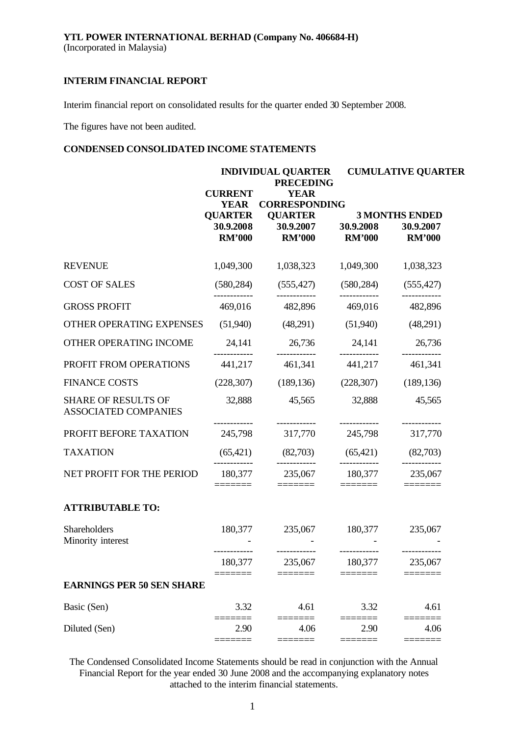**YTL POWER INTERNATIONAL BERHAD (Company No. 406684-H)**
(Incorporated in Malaysia)

**INTERIM FINANCIAL REPORT**

Interim financial report on consolidated results for the quarter ended 30 September 2008.

The figures have not been audited.

**CONDENSED CONSOLIDATED INCOME STATEMENTS**

| | INDIVIDUAL QUARTER | | CUMULATIVE QUARTER | |
|---|---|---|---|---|
| | CURRENT YEAR QUARTER | PRECEDING YEAR CORRESPONDING QUARTER | 3 MONTHS ENDED | |
| | 30.9.2008 | 30.9.2007 | 30.9.2008 | 30.9.2007 |
| | RM'000 | RM'000 | RM'000 | RM'000 |
| REVENUE | 1,049,300 | 1,038,323 | 1,049,300 | 1,038,323 |
| COST OF SALES | (580,284) | (555,427) | (580,284) | (555,427) |
| GROSS PROFIT | 469,016 | 482,896 | 469,016 | 482,896 |
| OTHER OPERATING EXPENSES | (51,940) | (48,291) | (51,940) | (48,291) |
| OTHER OPERATING INCOME | 24,141 | 26,736 | 24,141 | 26,736 |
| PROFIT FROM OPERATIONS | 441,217 | 461,341 | 441,217 | 461,341 |
| FINANCE COSTS | (228,307) | (189,136) | (228,307) | (189,136) |
| SHARE OF RESULTS OF ASSOCIATED COMPANIES | 32,888 | 45,565 | 32,888 | 45,565 |
| PROFIT BEFORE TAXATION | 245,798 | 317,770 | 245,798 | 317,770 |
| TAXATION | (65,421) | (82,703) | (65,421) | (82,703) |
| NET PROFIT FOR THE PERIOD | 180,377 | 235,067 | 180,377 | 235,067 |
| **ATTRIBUTABLE TO:** | | | | |
| Shareholders | 180,377 | 235,067 | 180,377 | 235,067 |
| Minority interest | - | - | - | - |
| | 180,377 | 235,067 | 180,377 | 235,067 |
| **EARNINGS PER 50 SEN SHARE** | | | | |
| Basic (Sen) | 3.32 | 4.61 | 3.32 | 4.61 |
| Diluted (Sen) | 2.90 | 4.06 | 2.90 | 4.06 |

The Condensed Consolidated Income Statements should be read in conjunction with the Annual Financial Report for the year ended 30 June 2008 and the accompanying explanatory notes attached to the interim financial statements.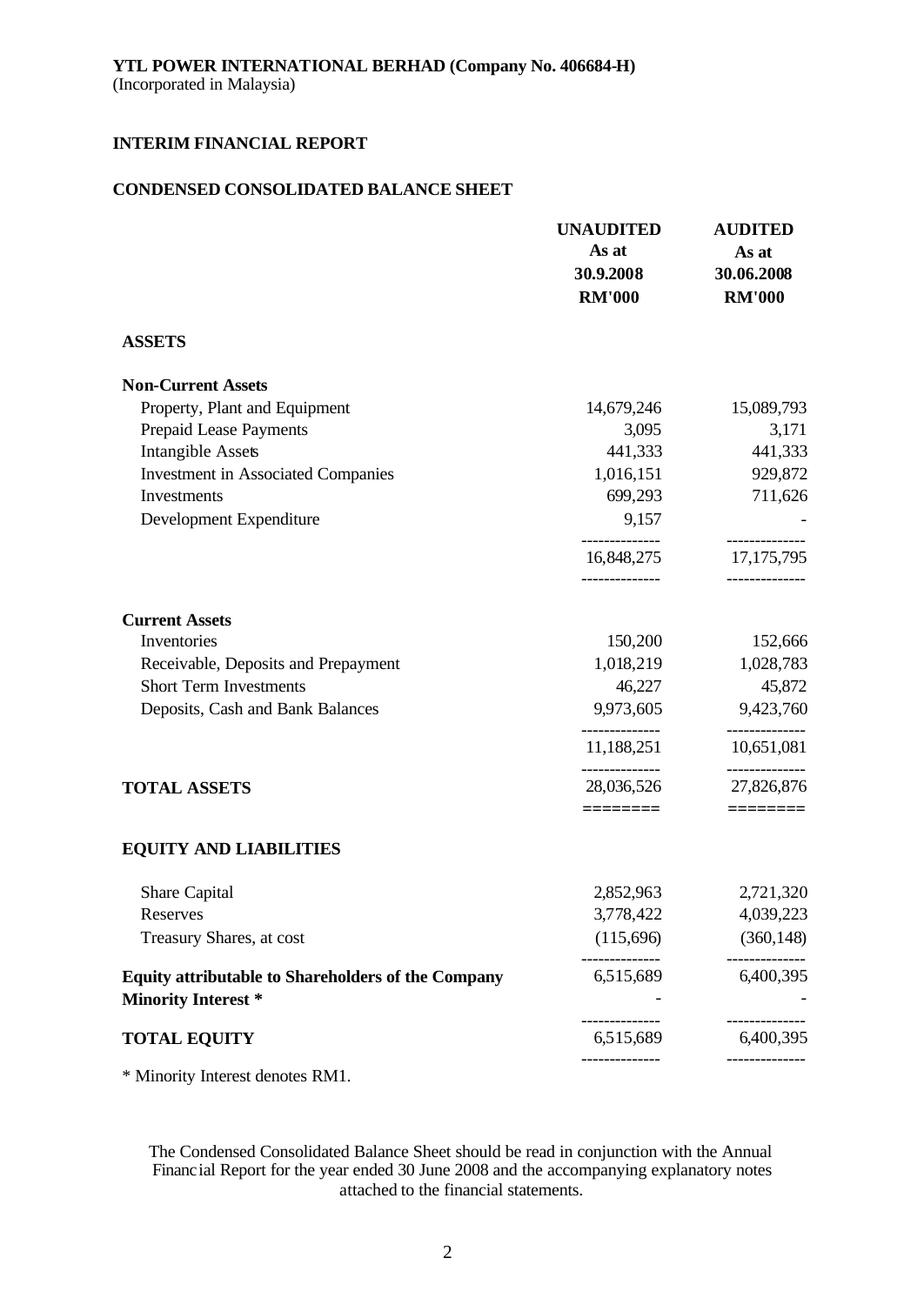**YTL POWER INTERNATIONAL BERHAD (Company No. 406684-H)**
(Incorporated in Malaysia)

**INTERIM FINANCIAL REPORT**

**CONDENSED CONSOLIDATED BALANCE SHEET**

| | **UNAUDITED As at 30.9.2008 RM'000** | **AUDITED As at 30.06.2008 RM'000** |
|---|---|---|
| **ASSETS** | | |
| **Non-Current Assets** | | |
| Property, Plant and Equipment | 14,679,246 | 15,089,793 |
| Prepaid Lease Payments | 3,095 | 3,171 |
| Intangible Assets | 441,333 | 441,333 |
| Investment in Associated Companies | 1,016,151 | 929,872 |
| Investments | 699,293 | 711,626 |
| Development Expenditure | 9,157 | - |
| | 16,848,275 | 17,175,795 |
| **Current Assets** | | |
| Inventories | 150,200 | 152,666 |
| Receivable, Deposits and Prepayment | 1,018,219 | 1,028,783 |
| Short Term Investments | 46,227 | 45,872 |
| Deposits, Cash and Bank Balances | 9,973,605 | 9,423,760 |
| | 11,188,251 | 10,651,081 |
| **TOTAL ASSETS** | 28,036,526 | 27,826,876 |
| **EQUITY AND LIABILITIES** | | |
| Share Capital | 2,852,963 | 2,721,320 |
| Reserves | 3,778,422 | 4,039,223 |
| Treasury Shares, at cost | (115,696) | (360,148) |
| **Equity attributable to Shareholders of the Company** | 6,515,689 | 6,400,395 |
| **Minority Interest *** | - | - |
| **TOTAL EQUITY** | 6,515,689 | 6,400,395 |

* Minority Interest denotes RM1.

The Condensed Consolidated Balance Sheet should be read in conjunction with the Annual Financial Report for the year ended 30 June 2008 and the accompanying explanatory notes attached to the financial statements.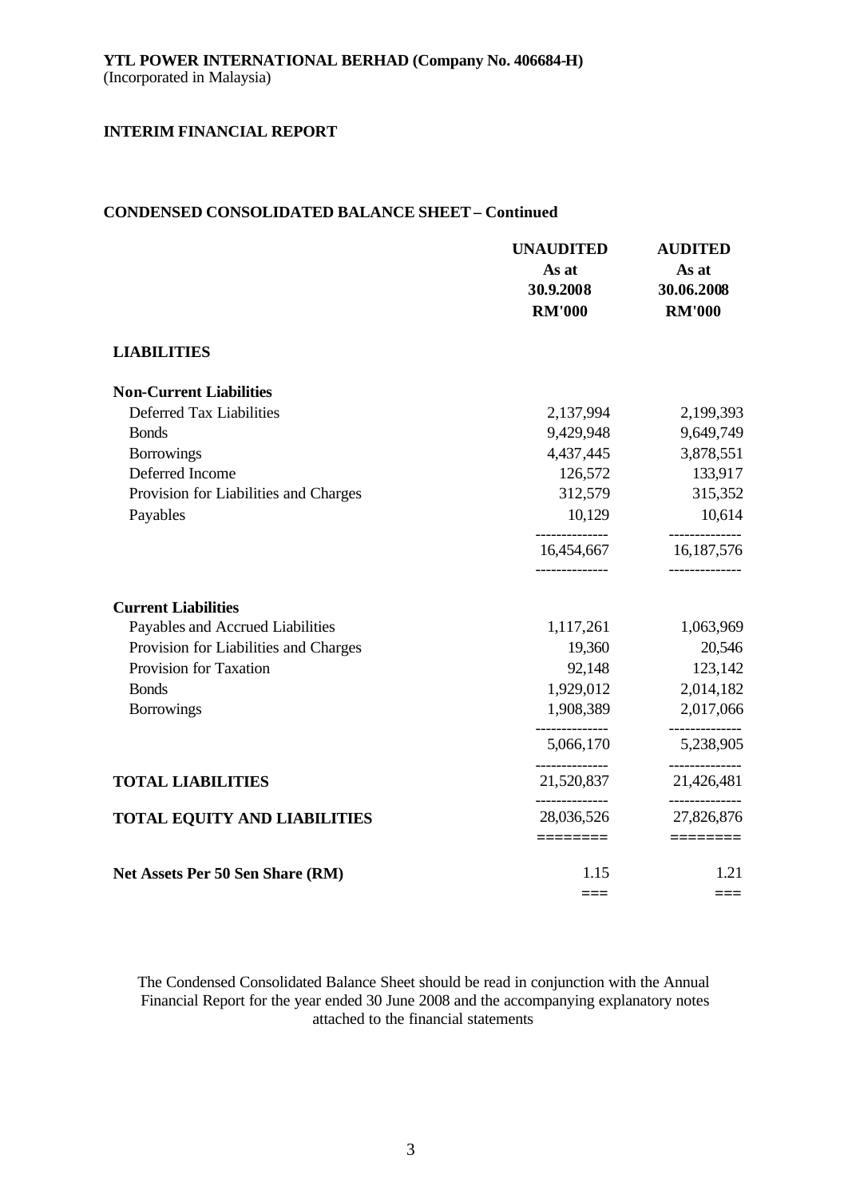**YTL POWER INTERNATIONAL BERHAD (Company No. 406684-H)**
(Incorporated in Malaysia)

**INTERIM FINANCIAL REPORT**

**CONDENSED CONSOLIDATED BALANCE SHEET – Continued**

| | UNAUDITED As at 30.9.2008 RM'000 | AUDITED As at 30.06.2008 RM'000 |
|---|---|---|
| **LIABILITIES** | | |
| **Non-Current Liabilities** | | |
| Deferred Tax Liabilities | 2,137,994 | 2,199,393 |
| Bonds | 9,429,948 | 9,649,749 |
| Borrowings | 4,437,445 | 3,878,551 |
| Deferred Income | 126,572 | 133,917 |
| Provision for Liabilities and Charges | 312,579 | 315,352 |
| Payables | 10,129 | 10,614 |
| | 16,454,667 | 16,187,576 |
| **Current Liabilities** | | |
| Payables and Accrued Liabilities | 1,117,261 | 1,063,969 |
| Provision for Liabilities and Charges | 19,360 | 20,546 |
| Provision for Taxation | 92,148 | 123,142 |
| Bonds | 1,929,012 | 2,014,182 |
| Borrowings | 1,908,389 | 2,017,066 |
| | 5,066,170 | 5,238,905 |
| **TOTAL LIABILITIES** | 21,520,837 | 21,426,481 |
| **TOTAL EQUITY AND LIABILITIES** | 28,036,526 | 27,826,876 |
| **Net Assets Per 50 Sen Share (RM)** | 1.15 | 1.21 |

The Condensed Consolidated Balance Sheet should be read in conjunction with the Annual Financial Report for the year ended 30 June 2008 and the accompanying explanatory notes attached to the financial statements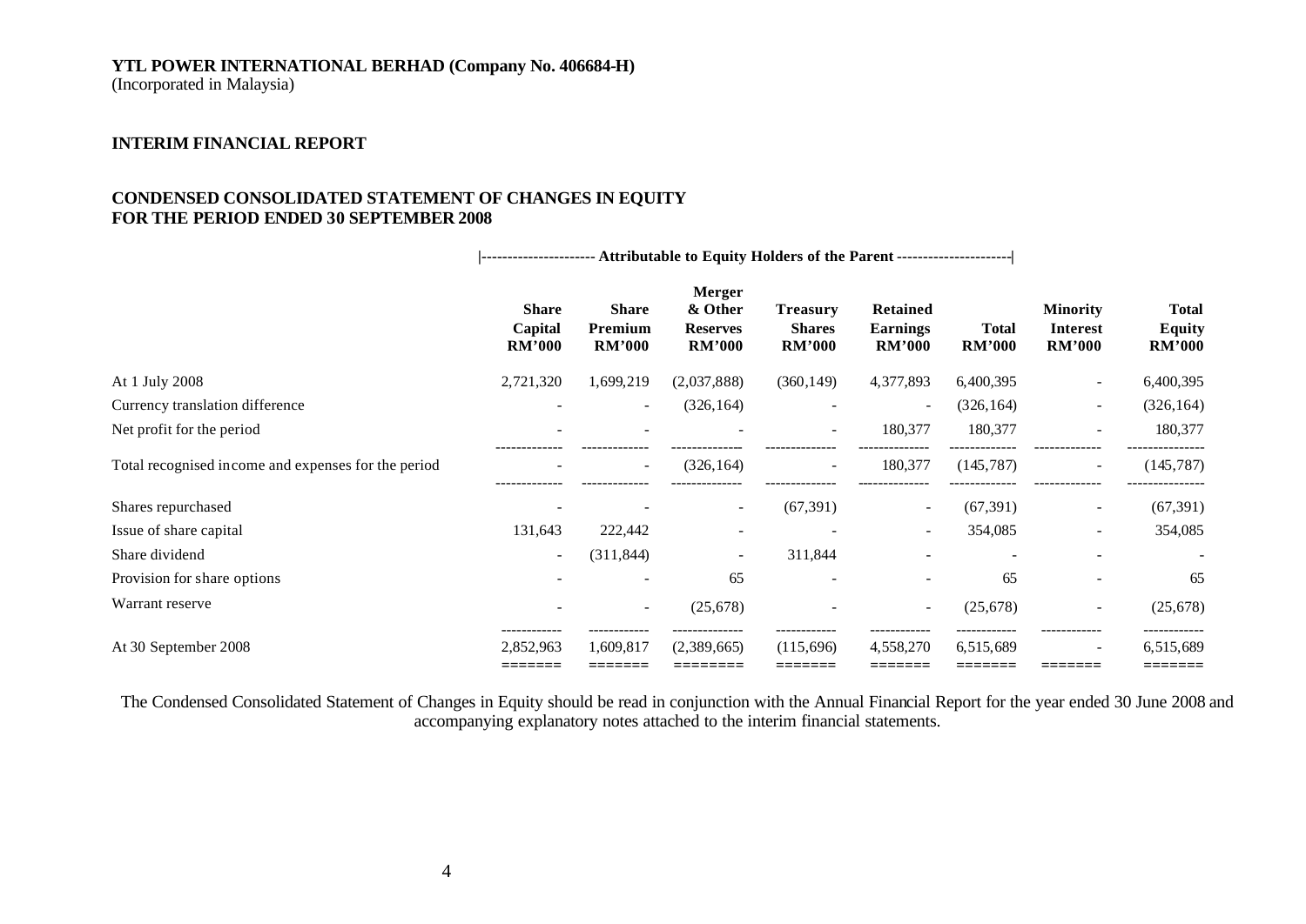**YTL POWER INTERNATIONAL BERHAD (Company No. 406684-H)**
(Incorporated in Malaysia)

**INTERIM FINANCIAL REPORT**

**CONDENSED CONSOLIDATED STATEMENT OF CHANGES IN EQUITY**
**FOR THE PERIOD ENDED 30 SEPTEMBER 2008**

| | Attributable to Equity Holders of the Parent | | | | | | | |
|---|---|---|---|---|---|---|---|---|
| | **Share Capital RM'000** | **Share Premium RM'000** | **Merger & Other Reserves RM'000** | **Treasury Shares RM'000** | **Retained Earnings RM'000** | **Total RM'000** | **Minority Interest RM'000** | **Total Equity RM'000** |
| At 1 July 2008 | 2,721,320 | 1,699,219 | (2,037,888) | (360,149) | 4,377,893 | 6,400,395 | - | 6,400,395 |
| Currency translation difference | - | - | (326,164) | - | - | (326,164) | - | (326,164) |
| Net profit for the period | - | - | - | - | 180,377 | 180,377 | - | 180,377 |
| Total recognised income and expenses for the period | - | - | (326,164) | - | 180,377 | (145,787) | - | (145,787) |
| Shares repurchased | - | - | - | (67,391) | - | (67,391) | - | (67,391) |
| Issue of share capital | 131,643 | 222,442 | - | - | - | 354,085 | - | 354,085 |
| Share dividend | - | (311,844) | - | 311,844 | - | - | - | - |
| Provision for share options | - | - | 65 | - | - | 65 | - | 65 |
| Warrant reserve | - | - | (25,678) | - | - | (25,678) | - | (25,678) |
| At 30 September 2008 | 2,852,963 | 1,609,817 | (2,389,665) | (115,696) | 4,558,270 | 6,515,689 | - | 6,515,689 |

The Condensed Consolidated Statement of Changes in Equity should be read in conjunction with the Annual Financial Report for the year ended 30 June 2008 and accompanying explanatory notes attached to the interim financial statements.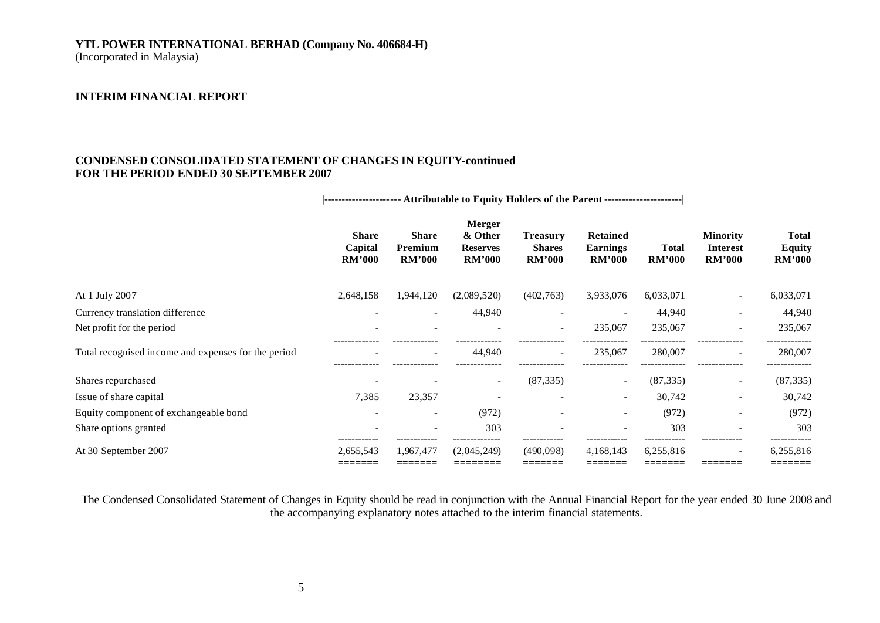**YTL POWER INTERNATIONAL BERHAD (Company No. 406684-H)**
(Incorporated in Malaysia)

**INTERIM FINANCIAL REPORT**

**CONDENSED CONSOLIDATED STATEMENT OF CHANGES IN EQUITY-continued**
**FOR THE PERIOD ENDED 30 SEPTEMBER 2007**

| | \|--------------------- Attributable to Equity Holders of the Parent | | | | ---------------------\| | | | |
|---|---|---|---|---|---|---|---|---|
| | **Share Capital RM'000** | **Share Premium RM'000** | **Merger & Other Reserves RM'000** | **Treasury Shares RM'000** | **Retained Earnings RM'000** | **Total RM'000** | **Minority Interest RM'000** | **Total Equity RM'000** |
| At 1 July 2007 | 2,648,158 | 1,944,120 | (2,089,520) | (402,763) | 3,933,076 | 6,033,071 | - | 6,033,071 |
| Currency translation difference | - | - | 44,940 | - | - | 44,940 | - | 44,940 |
| Net profit for the period | - | - | - | - | 235,067 | 235,067 | - | 235,067 |
| Total recognised income and expenses for the period | - | - | 44,940 | - | 235,067 | 280,007 | - | 280,007 |
| Shares repurchased | - | - | - | (87,335) | - | (87,335) | - | (87,335) |
| Issue of share capital | 7,385 | 23,357 | - | - | - | 30,742 | - | 30,742 |
| Equity component of exchangeable bond | - | - | (972) | - | - | (972) | - | (972) |
| Share options granted | - | - | 303 | - | - | 303 | - | 303 |
| At 30 September 2007 | 2,655,543 | 1,967,477 | (2,045,249) | (490,098) | 4,168,143 | 6,255,816 | - | 6,255,816 |

The Condensed Consolidated Statement of Changes in Equity should be read in conjunction with the Annual Financial Report for the year ended 30 June 2008 and the accompanying explanatory notes attached to the interim financial statements.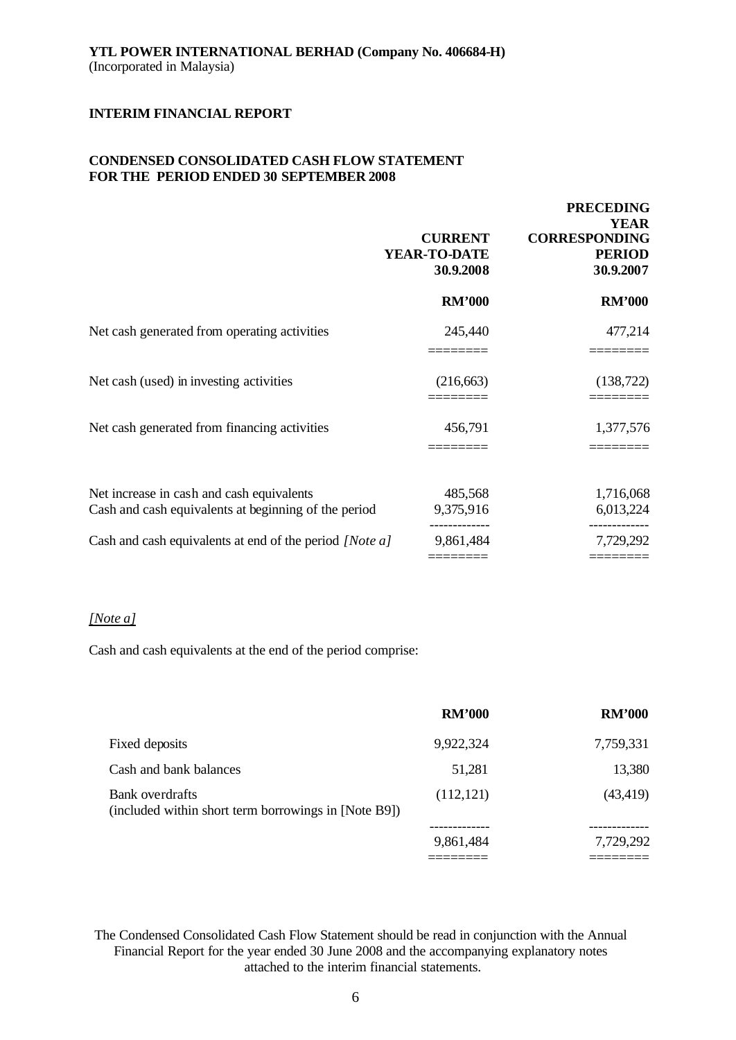**YTL POWER INTERNATIONAL BERHAD (Company No. 406684-H)**
(Incorporated in Malaysia)

**INTERIM FINANCIAL REPORT**

**CONDENSED CONSOLIDATED CASH FLOW STATEMENT**
**FOR THE PERIOD ENDED 30 SEPTEMBER 2008**

| | **CURRENT YEAR-TO-DATE 30.9.2008** | **PRECEDING YEAR CORRESPONDING PERIOD 30.9.2007** |
|---|---|---|
| | **RM'000** | **RM'000** |
| Net cash generated from operating activities | 245,440 | 477,214 |
| Net cash (used) in investing activities | (216,663) | (138,722) |
| Net cash generated from financing activities | 456,791 | 1,377,576 |
| Net increase in cash and cash equivalents | 485,568 | 1,716,068 |
| Cash and cash equivalents at beginning of the period | 9,375,916 | 6,013,224 |
| Cash and cash equivalents at end of the period *[Note a]* | 9,861,484 | 7,729,292 |

*[Note a]*

Cash and cash equivalents at the end of the period comprise:

| | **RM'000** | **RM'000** |
|---|---|---|
| Fixed deposits | 9,922,324 | 7,759,331 |
| Cash and bank balances | 51,281 | 13,380 |
| Bank overdrafts (included within short term borrowings in [Note B9]) | (112,121) | (43,419) |
| | 9,861,484 | 7,729,292 |

The Condensed Consolidated Cash Flow Statement should be read in conjunction with the Annual Financial Report for the year ended 30 June 2008 and the accompanying explanatory notes attached to the interim financial statements.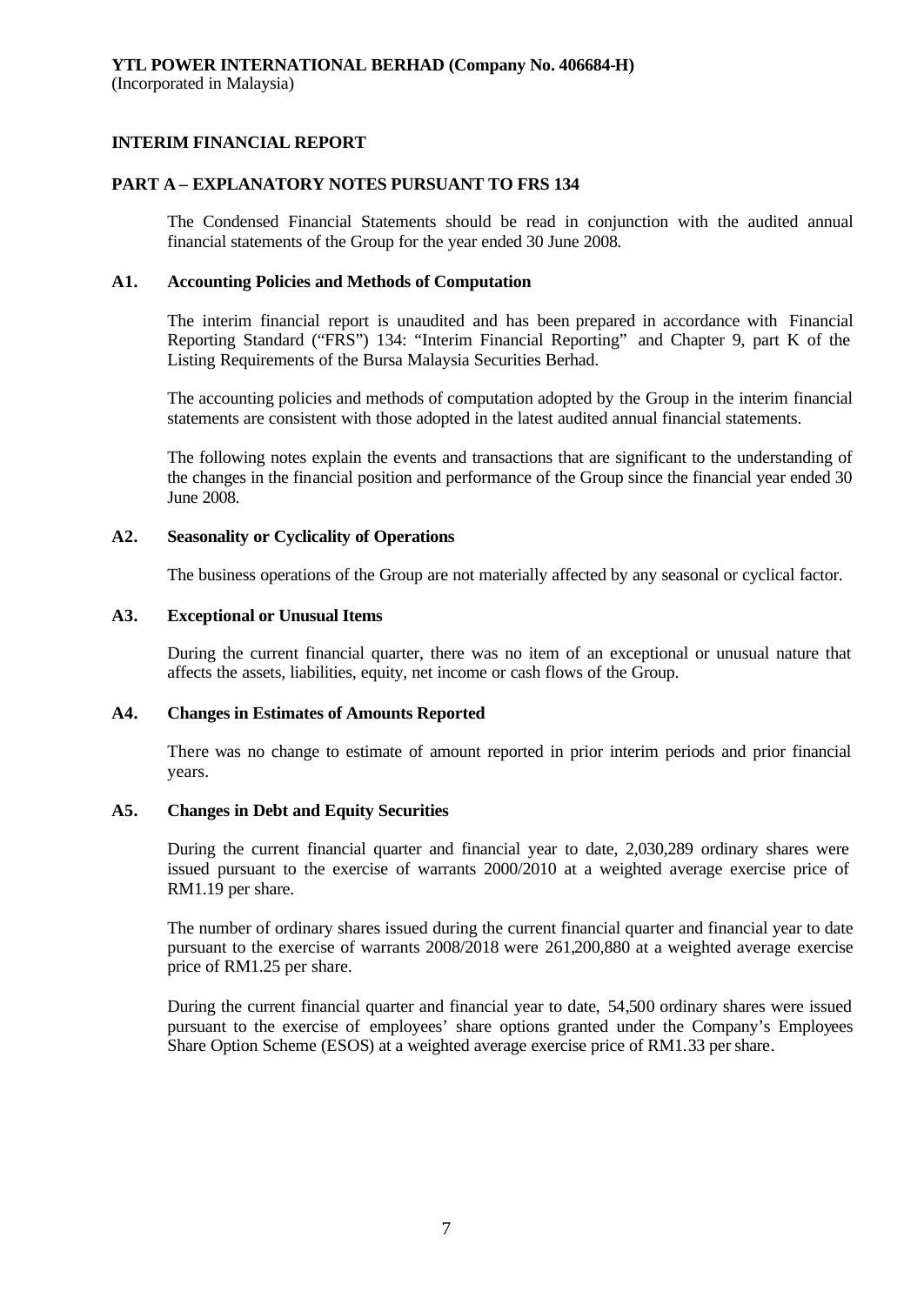**YTL POWER INTERNATIONAL BERHAD (Company No. 406684-H)**
(Incorporated in Malaysia)

## INTERIM FINANCIAL REPORT

## PART A – EXPLANATORY NOTES PURSUANT TO FRS 134

The Condensed Financial Statements should be read in conjunction with the audited annual financial statements of the Group for the year ended 30 June 2008.

### A1. Accounting Policies and Methods of Computation

The interim financial report is unaudited and has been prepared in accordance with Financial Reporting Standard ("FRS") 134: "Interim Financial Reporting" and Chapter 9, part K of the Listing Requirements of the Bursa Malaysia Securities Berhad.

The accounting policies and methods of computation adopted by the Group in the interim financial statements are consistent with those adopted in the latest audited annual financial statements.

The following notes explain the events and transactions that are significant to the understanding of the changes in the financial position and performance of the Group since the financial year ended 30 June 2008.

### A2. Seasonality or Cyclicality of Operations

The business operations of the Group are not materially affected by any seasonal or cyclical factor.

### A3. Exceptional or Unusual Items

During the current financial quarter, there was no item of an exceptional or unusual nature that affects the assets, liabilities, equity, net income or cash flows of the Group.

### A4. Changes in Estimates of Amounts Reported

There was no change to estimate of amount reported in prior interim periods and prior financial years.

### A5. Changes in Debt and Equity Securities

During the current financial quarter and financial year to date, 2,030,289 ordinary shares were issued pursuant to the exercise of warrants 2000/2010 at a weighted average exercise price of RM1.19 per share.

The number of ordinary shares issued during the current financial quarter and financial year to date pursuant to the exercise of warrants 2008/2018 were 261,200,880 at a weighted average exercise price of RM1.25 per share.

During the current financial quarter and financial year to date, 54,500 ordinary shares were issued pursuant to the exercise of employees' share options granted under the Company's Employees Share Option Scheme (ESOS) at a weighted average exercise price of RM1.33 per share.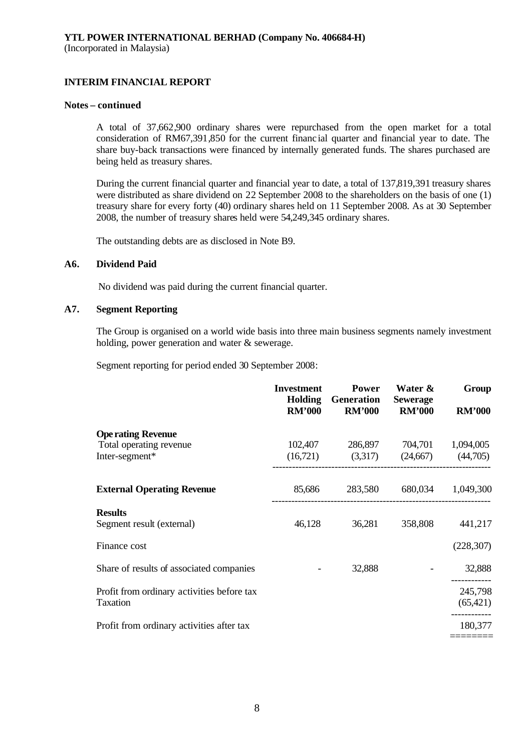**YTL POWER INTERNATIONAL BERHAD (Company No. 406684-H)**
(Incorporated in Malaysia)

**INTERIM FINANCIAL REPORT**

**Notes – continued**

A total of 37,662,900 ordinary shares were repurchased from the open market for a total consideration of RM67,391,850 for the current financial quarter and financial year to date. The share buy-back transactions were financed by internally generated funds. The shares purchased are being held as treasury shares.

During the current financial quarter and financial year to date, a total of 137,819,391 treasury shares were distributed as share dividend on 22 September 2008 to the shareholders on the basis of one (1) treasury share for every forty (40) ordinary shares held on 11 September 2008. As at 30 September 2008, the number of treasury shares held were 54,249,345 ordinary shares.

The outstanding debts are as disclosed in Note B9.

### A6. Dividend Paid

No dividend was paid during the current financial quarter.

### A7. Segment Reporting

The Group is organised on a world wide basis into three main business segments namely investment holding, power generation and water & sewerage.

Segment reporting for period ended 30 September 2008:

| | Investment Holding RM'000 | Power Generation RM'000 | Water & Sewerage RM'000 | Group RM'000 |
|---|---|---|---|---|
| **Operating Revenue** | | | | |
| Total operating revenue | 102,407 | 286,897 | 704,701 | 1,094,005 |
| Inter-segment* | (16,721) | (3,317) | (24,667) | (44,705) |
| **External Operating Revenue** | 85,686 | 283,580 | 680,034 | 1,049,300 |
| **Results** | | | | |
| Segment result (external) | 46,128 | 36,281 | 358,808 | 441,217 |
| Finance cost | | | | (228,307) |
| Share of results of associated companies | - | 32,888 | - | 32,888 |
| Profit from ordinary activities before tax | | | | 245,798 |
| Taxation | | | | (65,421) |
| Profit from ordinary activities after tax | | | | 180,377 |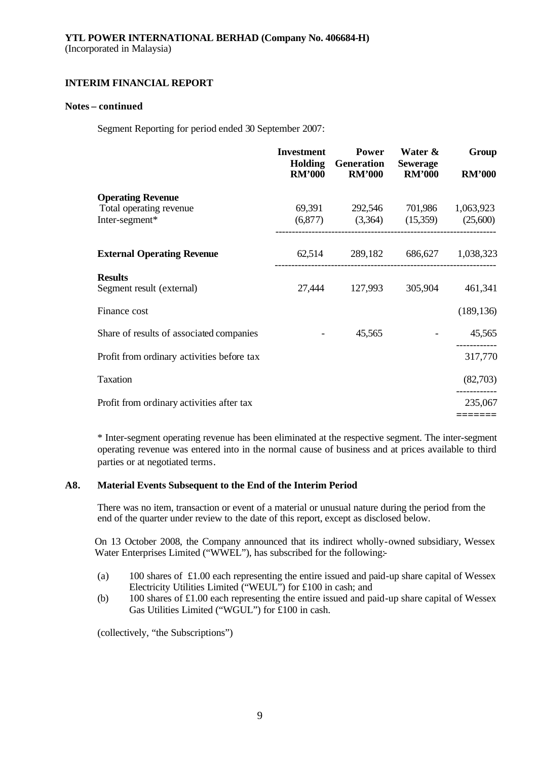**YTL POWER INTERNATIONAL BERHAD (Company No. 406684-H)**
(Incorporated in Malaysia)

**INTERIM FINANCIAL REPORT**

**Notes – continued**

Segment Reporting for period ended 30 September 2007:

| | Investment Holding RM'000 | Power Generation RM'000 | Water & Sewerage RM'000 | Group RM'000 |
|---|---|---|---|---|
| **Operating Revenue** | | | | |
| Total operating revenue | 69,391 | 292,546 | 701,986 | 1,063,923 |
| Inter-segment* | (6,877) | (3,364) | (15,359) | (25,600) |
| **External Operating Revenue** | 62,514 | 289,182 | 686,627 | 1,038,323 |
| **Results** | | | | |
| Segment result (external) | 27,444 | 127,993 | 305,904 | 461,341 |
| Finance cost | | | | (189,136) |
| Share of results of associated companies | - | 45,565 | - | 45,565 |
| Profit from ordinary activities before tax | | | | 317,770 |
| Taxation | | | | (82,703) |
| Profit from ordinary activities after tax | | | | 235,067 |

* Inter-segment operating revenue has been eliminated at the respective segment. The inter-segment operating revenue was entered into in the normal cause of business and at prices available to third parties or at negotiated terms.

**A8. Material Events Subsequent to the End of the Interim Period**

There was no item, transaction or event of a material or unusual nature during the period from the end of the quarter under review to the date of this report, except as disclosed below.

On 13 October 2008, the Company announced that its indirect wholly-owned subsidiary, Wessex Water Enterprises Limited ("WWEL"), has subscribed for the following:-

(a) 100 shares of £1.00 each representing the entire issued and paid-up share capital of Wessex Electricity Utilities Limited ("WEUL") for £100 in cash; and

(b) 100 shares of £1.00 each representing the entire issued and paid-up share capital of Wessex Gas Utilities Limited ("WGUL") for £100 in cash.

(collectively, "the Subscriptions")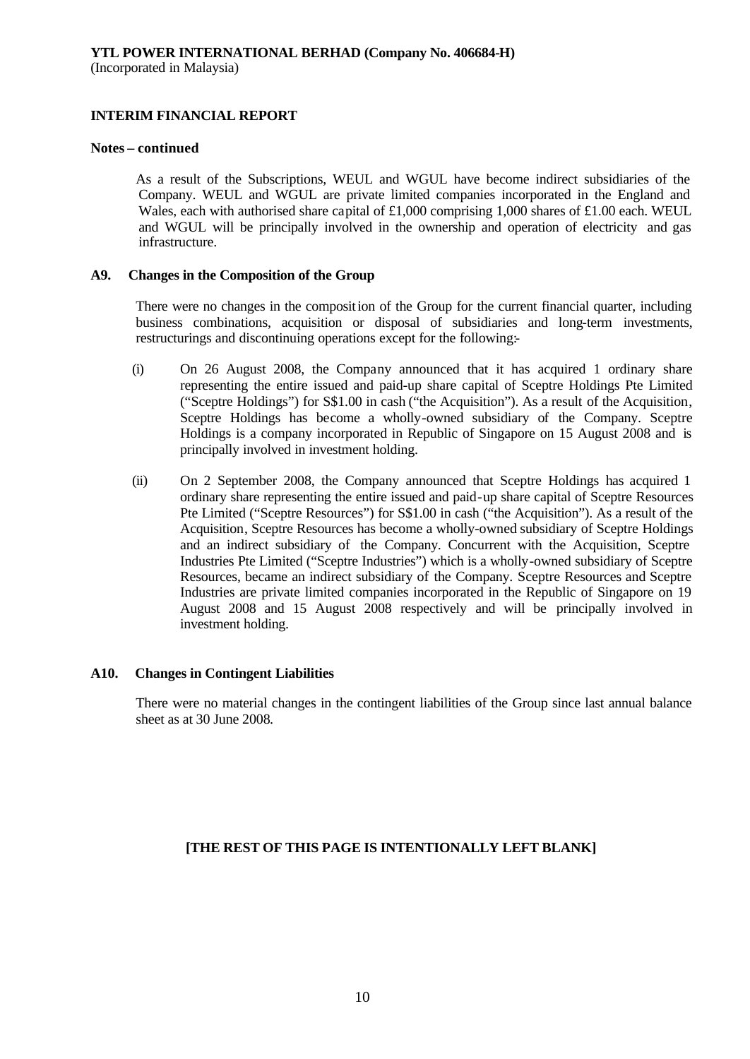**YTL POWER INTERNATIONAL BERHAD (Company No. 406684-H)**
(Incorporated in Malaysia)

**INTERIM FINANCIAL REPORT**

**Notes – continued**

As a result of the Subscriptions, WEUL and WGUL have become indirect subsidiaries of the Company. WEUL and WGUL are private limited companies incorporated in the England and Wales, each with authorised share capital of £1,000 comprising 1,000 shares of £1.00 each. WEUL and WGUL will be principally involved in the ownership and operation of electricity and gas infrastructure.

**A9. Changes in the Composition of the Group**

There were no changes in the composition of the Group for the current financial quarter, including business combinations, acquisition or disposal of subsidiaries and long-term investments, restructurings and discontinuing operations except for the following:-

(i) On 26 August 2008, the Company announced that it has acquired 1 ordinary share representing the entire issued and paid-up share capital of Sceptre Holdings Pte Limited ("Sceptre Holdings") for S$1.00 in cash ("the Acquisition"). As a result of the Acquisition, Sceptre Holdings has become a wholly-owned subsidiary of the Company. Sceptre Holdings is a company incorporated in Republic of Singapore on 15 August 2008 and is principally involved in investment holding.

(ii) On 2 September 2008, the Company announced that Sceptre Holdings has acquired 1 ordinary share representing the entire issued and paid-up share capital of Sceptre Resources Pte Limited ("Sceptre Resources") for S$1.00 in cash ("the Acquisition"). As a result of the Acquisition, Sceptre Resources has become a wholly-owned subsidiary of Sceptre Holdings and an indirect subsidiary of the Company. Concurrent with the Acquisition, Sceptre Industries Pte Limited ("Sceptre Industries") which is a wholly-owned subsidiary of Sceptre Resources, became an indirect subsidiary of the Company. Sceptre Resources and Sceptre Industries are private limited companies incorporated in the Republic of Singapore on 19 August 2008 and 15 August 2008 respectively and will be principally involved in investment holding.

**A10. Changes in Contingent Liabilities**

There were no material changes in the contingent liabilities of the Group since last annual balance sheet as at 30 June 2008.

**[THE REST OF THIS PAGE IS INTENTIONALLY LEFT BLANK]**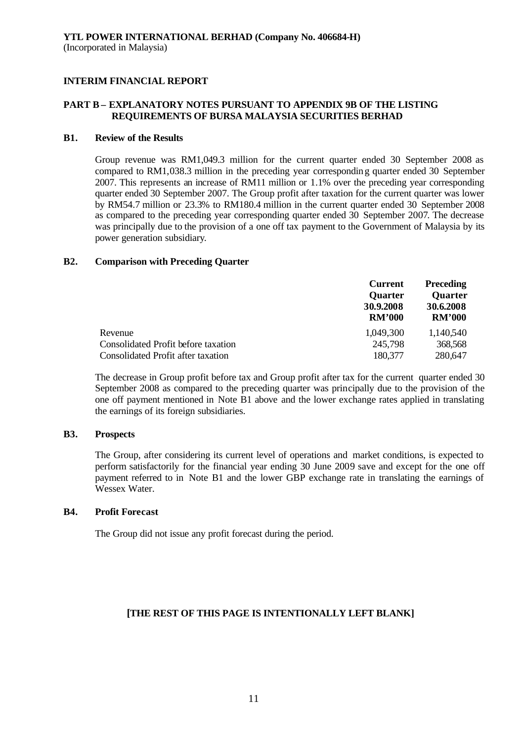**YTL POWER INTERNATIONAL BERHAD (Company No. 406684-H)**
(Incorporated in Malaysia)

**INTERIM FINANCIAL REPORT**

**PART B – EXPLANATORY NOTES PURSUANT TO APPENDIX 9B OF THE LISTING REQUIREMENTS OF BURSA MALAYSIA SECURITIES BERHAD**

**B1. Review of the Results**

Group revenue was RM1,049.3 million for the current quarter ended 30 September 2008 as compared to RM1,038.3 million in the preceding year corresponding quarter ended 30 September 2007. This represents an increase of RM11 million or 1.1% over the preceding year corresponding quarter ended 30 September 2007. The Group profit after taxation for the current quarter was lower by RM54.7 million or 23.3% to RM180.4 million in the current quarter ended 30 September 2008 as compared to the preceding year corresponding quarter ended 30 September 2007. The decrease was principally due to the provision of a one off tax payment to the Government of Malaysia by its power generation subsidiary.

**B2. Comparison with Preceding Quarter**

| | Current Quarter 30.9.2008 RM'000 | Preceding Quarter 30.6.2008 RM'000 |
|---|---|---|
| Revenue | 1,049,300 | 1,140,540 |
| Consolidated Profit before taxation | 245,798 | 368,568 |
| Consolidated Profit after taxation | 180,377 | 280,647 |

The decrease in Group profit before tax and Group profit after tax for the current quarter ended 30 September 2008 as compared to the preceding quarter was principally due to the provision of the one off payment mentioned in Note B1 above and the lower exchange rates applied in translating the earnings of its foreign subsidiaries.

**B3. Prospects**

The Group, after considering its current level of operations and market conditions, is expected to perform satisfactorily for the financial year ending 30 June 2009 save and except for the one off payment referred to in Note B1 and the lower GBP exchange rate in translating the earnings of Wessex Water.

**B4. Profit Forecast**

The Group did not issue any profit forecast during the period.

**[THE REST OF THIS PAGE IS INTENTIONALLY LEFT BLANK]**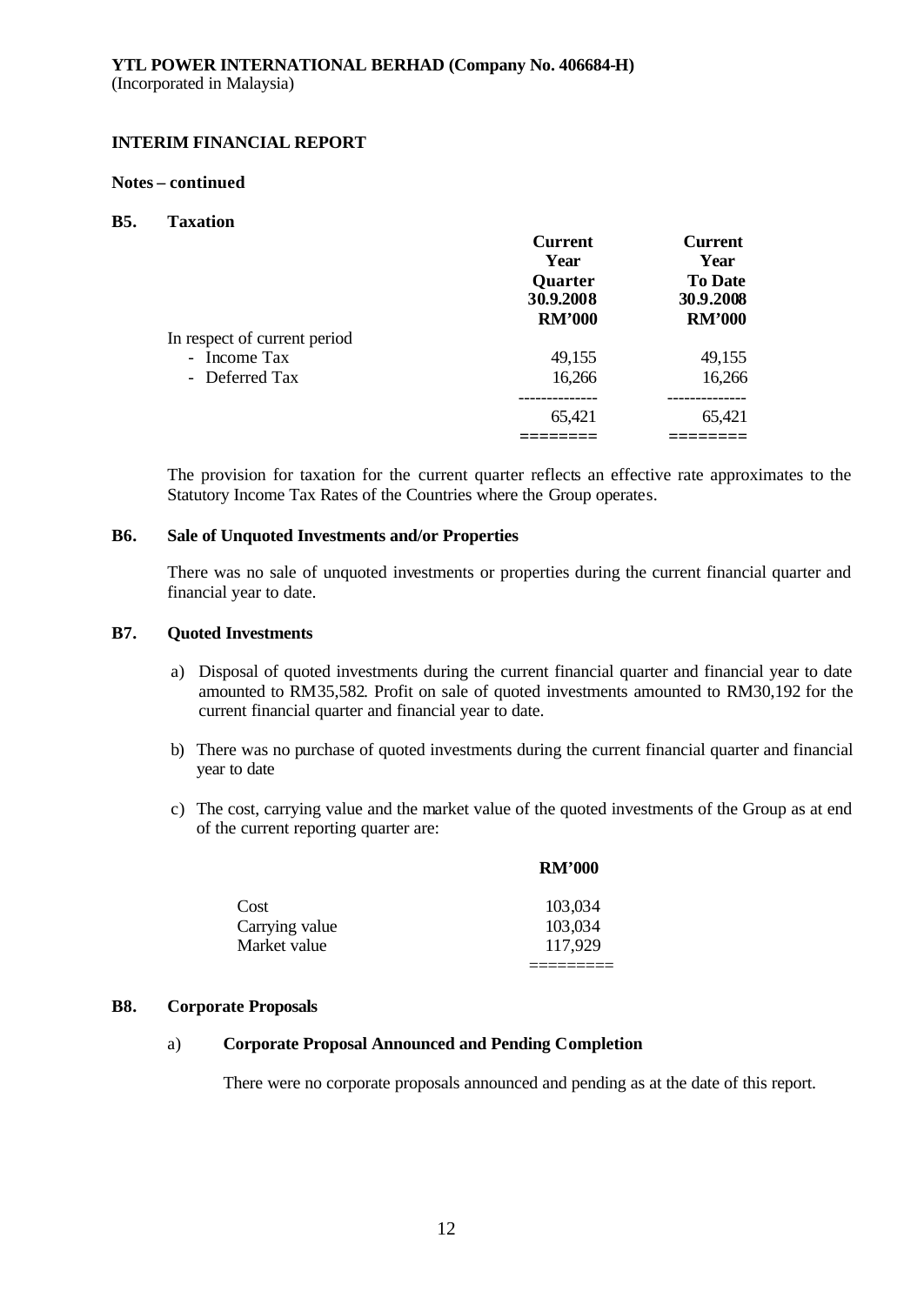**YTL POWER INTERNATIONAL BERHAD (Company No. 406684-H)**
(Incorporated in Malaysia)

**INTERIM FINANCIAL REPORT**

**Notes – continued**

## B5. Taxation

| | Current Year Quarter 30.9.2008 RM'000 | Current Year To Date 30.9.2008 RM'000 |
|---|---|---|
| In respect of current period | | |
| - Income Tax | 49,155 | 49,155 |
| - Deferred Tax | 16,266 | 16,266 |
| | 65,421 | 65,421 |

The provision for taxation for the current quarter reflects an effective rate approximates to the Statutory Income Tax Rates of the Countries where the Group operates.

## B6. Sale of Unquoted Investments and/or Properties

There was no sale of unquoted investments or properties during the current financial quarter and financial year to date.

## B7. Quoted Investments

a) Disposal of quoted investments during the current financial quarter and financial year to date amounted to RM35,582. Profit on sale of quoted investments amounted to RM30,192 for the current financial quarter and financial year to date.

b) There was no purchase of quoted investments during the current financial quarter and financial year to date

c) The cost, carrying value and the market value of the quoted investments of the Group as at end of the current reporting quarter are:

| | RM'000 |
|---|---|
| Cost | 103,034 |
| Carrying value | 103,034 |
| Market value | 117,929 |

## B8. Corporate Proposals

a) **Corporate Proposal Announced and Pending Completion**

There were no corporate proposals announced and pending as at the date of this report.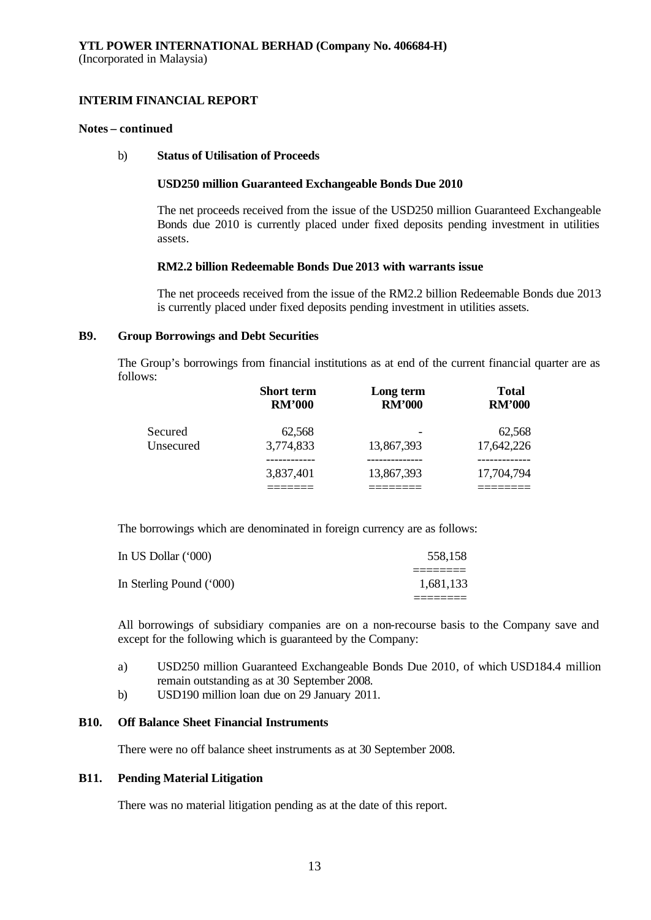**YTL POWER INTERNATIONAL BERHAD (Company No. 406684-H)**
(Incorporated in Malaysia)

**INTERIM FINANCIAL REPORT**

**Notes – continued**

b) **Status of Utilisation of Proceeds**

**USD250 million Guaranteed Exchangeable Bonds Due 2010**

The net proceeds received from the issue of the USD250 million Guaranteed Exchangeable Bonds due 2010 is currently placed under fixed deposits pending investment in utilities assets.

**RM2.2 billion Redeemable Bonds Due 2013 with warrants issue**

The net proceeds received from the issue of the RM2.2 billion Redeemable Bonds due 2013 is currently placed under fixed deposits pending investment in utilities assets.

## B9. Group Borrowings and Debt Securities

The Group's borrowings from financial institutions as at end of the current financial quarter are as follows:

| | Short term RM'000 | Long term RM'000 | Total RM'000 |
|---|---|---|---|
| Secured | 62,568 | - | 62,568 |
| Unsecured | 3,774,833 | 13,867,393 | 17,642,226 |
| | 3,837,401 | 13,867,393 | 17,704,794 |

The borrowings which are denominated in foreign currency are as follows:

| | |
|---|---|
| In US Dollar ('000) | 558,158 |
| In Sterling Pound ('000) | 1,681,133 |

All borrowings of subsidiary companies are on a non-recourse basis to the Company save and except for the following which is guaranteed by the Company:

a) USD250 million Guaranteed Exchangeable Bonds Due 2010, of which USD184.4 million remain outstanding as at 30 September 2008.
b) USD190 million loan due on 29 January 2011.

## B10. Off Balance Sheet Financial Instruments

There were no off balance sheet instruments as at 30 September 2008.

## B11. Pending Material Litigation

There was no material litigation pending as at the date of this report.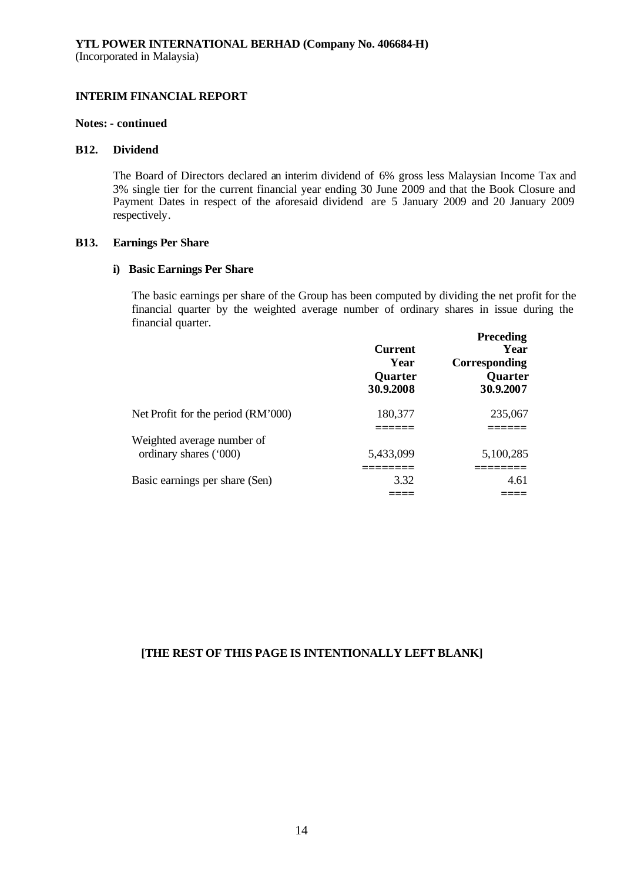**YTL POWER INTERNATIONAL BERHAD (Company No. 406684-H)**
(Incorporated in Malaysia)

## INTERIM FINANCIAL REPORT

**Notes: - continued**

### B12. Dividend

The Board of Directors declared an interim dividend of 6% gross less Malaysian Income Tax and 3% single tier for the current financial year ending 30 June 2009 and that the Book Closure and Payment Dates in respect of the aforesaid dividend are 5 January 2009 and 20 January 2009 respectively.

### B13. Earnings Per Share

#### i) Basic Earnings Per Share

The basic earnings per share of the Group has been computed by dividing the net profit for the financial quarter by the weighted average number of ordinary shares in issue during the financial quarter.

| | Current Year Quarter 30.9.2008 | Preceding Year Corresponding Quarter 30.9.2007 |
|---|---|---|
| Net Profit for the period (RM'000) | 180,377 | 235,067 |
| Weighted average number of ordinary shares ('000) | 5,433,099 | 5,100,285 |
| Basic earnings per share (Sen) | 3.32 | 4.61 |

**[THE REST OF THIS PAGE IS INTENTIONALLY LEFT BLANK]**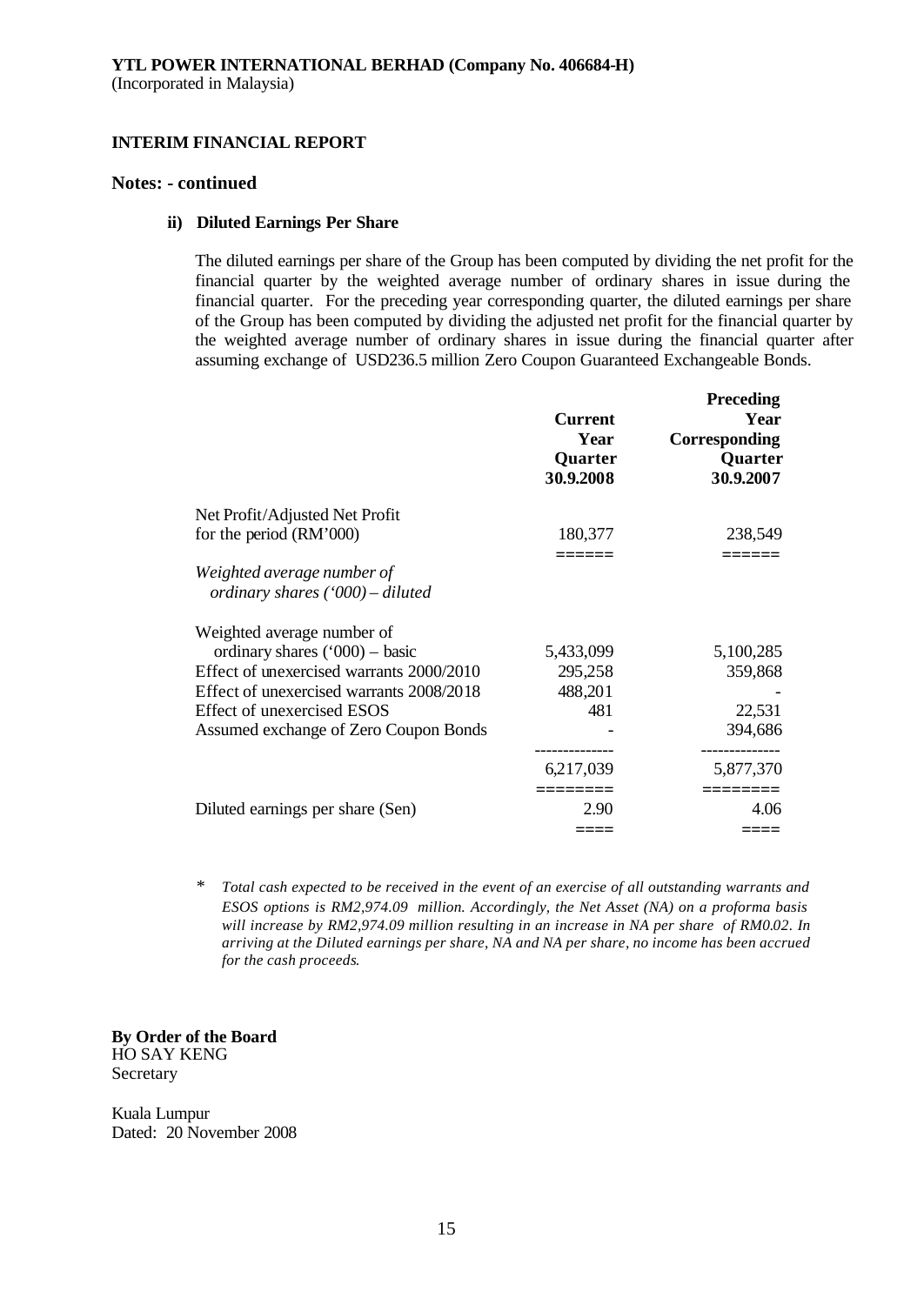**YTL POWER INTERNATIONAL BERHAD (Company No. 406684-H)**
(Incorporated in Malaysia)

**INTERIM FINANCIAL REPORT**

**Notes: - continued**

**ii) Diluted Earnings Per Share**

The diluted earnings per share of the Group has been computed by dividing the net profit for the financial quarter by the weighted average number of ordinary shares in issue during the financial quarter. For the preceding year corresponding quarter, the diluted earnings per share of the Group has been computed by dividing the adjusted net profit for the financial quarter by the weighted average number of ordinary shares in issue during the financial quarter after assuming exchange of USD236.5 million Zero Coupon Guaranteed Exchangeable Bonds.

| | Current Year Quarter 30.9.2008 | Preceding Year Corresponding Quarter 30.9.2007 |
|---|---|---|
| Net Profit/Adjusted Net Profit for the period (RM'000) | 180,377 | 238,549 |
| *Weighted average number of ordinary shares ('000) – diluted* | | |
| Weighted average number of ordinary shares ('000) – basic | 5,433,099 | 5,100,285 |
| Effect of unexercised warrants 2000/2010 | 295,258 | 359,868 |
| Effect of unexercised warrants 2008/2018 | 488,201 | - |
| Effect of unexercised ESOS | 481 | 22,531 |
| Assumed exchange of Zero Coupon Bonds | - | 394,686 |
| | 6,217,039 | 5,877,370 |
| Diluted earnings per share (Sen) | 2.90 | 4.06 |

\* *Total cash expected to be received in the event of an exercise of all outstanding warrants and ESOS options is RM2,974.09 million. Accordingly, the Net Asset (NA) on a proforma basis will increase by RM2,974.09 million resulting in an increase in NA per share of RM0.02. In arriving at the Diluted earnings per share, NA and NA per share, no income has been accrued for the cash proceeds.*

**By Order of the Board**
HO SAY KENG
Secretary

Kuala Lumpur
Dated: 20 November 2008